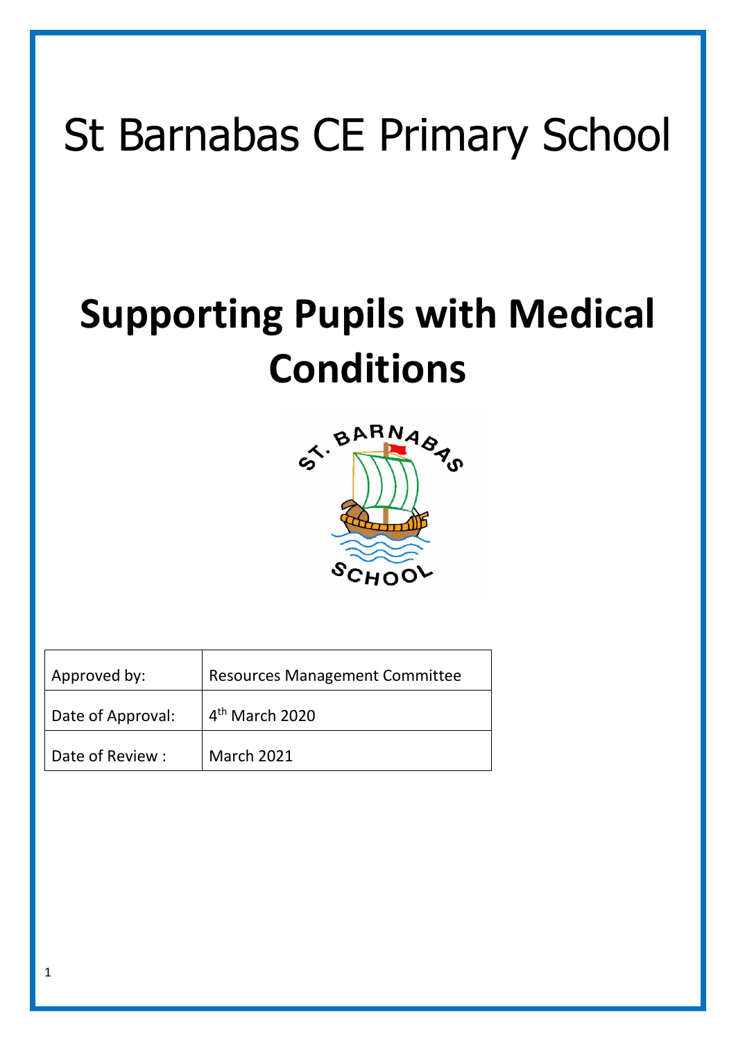# St Barnabas CE Primary School

# Supporting Pupils with Medical Conditions

| Approved by: | Resources Management Committee |
|---|---|
| Date of Approval: | 4th March 2020 |
| Date of Review : | March 2021 |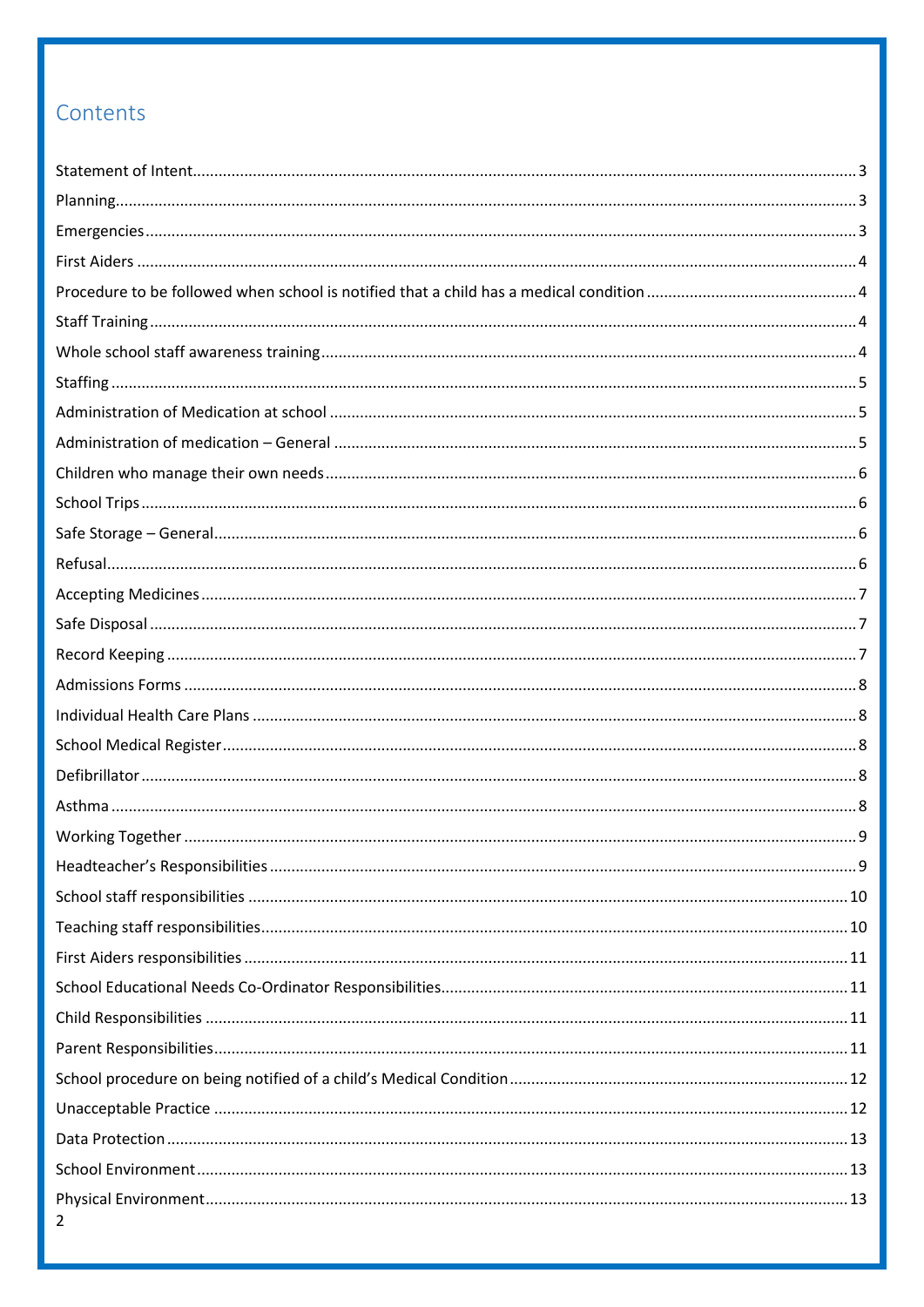## Contents

| | |
|---|---|
| Statement of Intent | 3 |
| Planning | 3 |
| Emergencies | 3 |
| First Aiders | 4 |
| Procedure to be followed when school is notified that a child has a medical condition | 4 |
| Staff Training | 4 |
| Whole school staff awareness training | 4 |
| Staffing | 5 |
| Administration of Medication at school | 5 |
| Administration of medication – General | 5 |
| Children who manage their own needs | 6 |
| School Trips | 6 |
| Safe Storage – General | 6 |
| Refusal | 6 |
| Accepting Medicines | 7 |
| Safe Disposal | 7 |
| Record Keeping | 7 |
| Admissions Forms | 8 |
| Individual Health Care Plans | 8 |
| School Medical Register | 8 |
| Defibrillator | 8 |
| Asthma | 8 |
| Working Together | 9 |
| Headteacher's Responsibilities | 9 |
| School staff responsibilities | 10 |
| Teaching staff responsibilities | 10 |
| First Aiders responsibilities | 11 |
| School Educational Needs Co-Ordinator Responsibilities | 11 |
| Child Responsibilities | 11 |
| Parent Responsibilities | 11 |
| School procedure on being notified of a child's Medical Condition | 12 |
| Unacceptable Practice | 12 |
| Data Protection | 13 |
| School Environment | 13 |
| Physical Environment | 13 |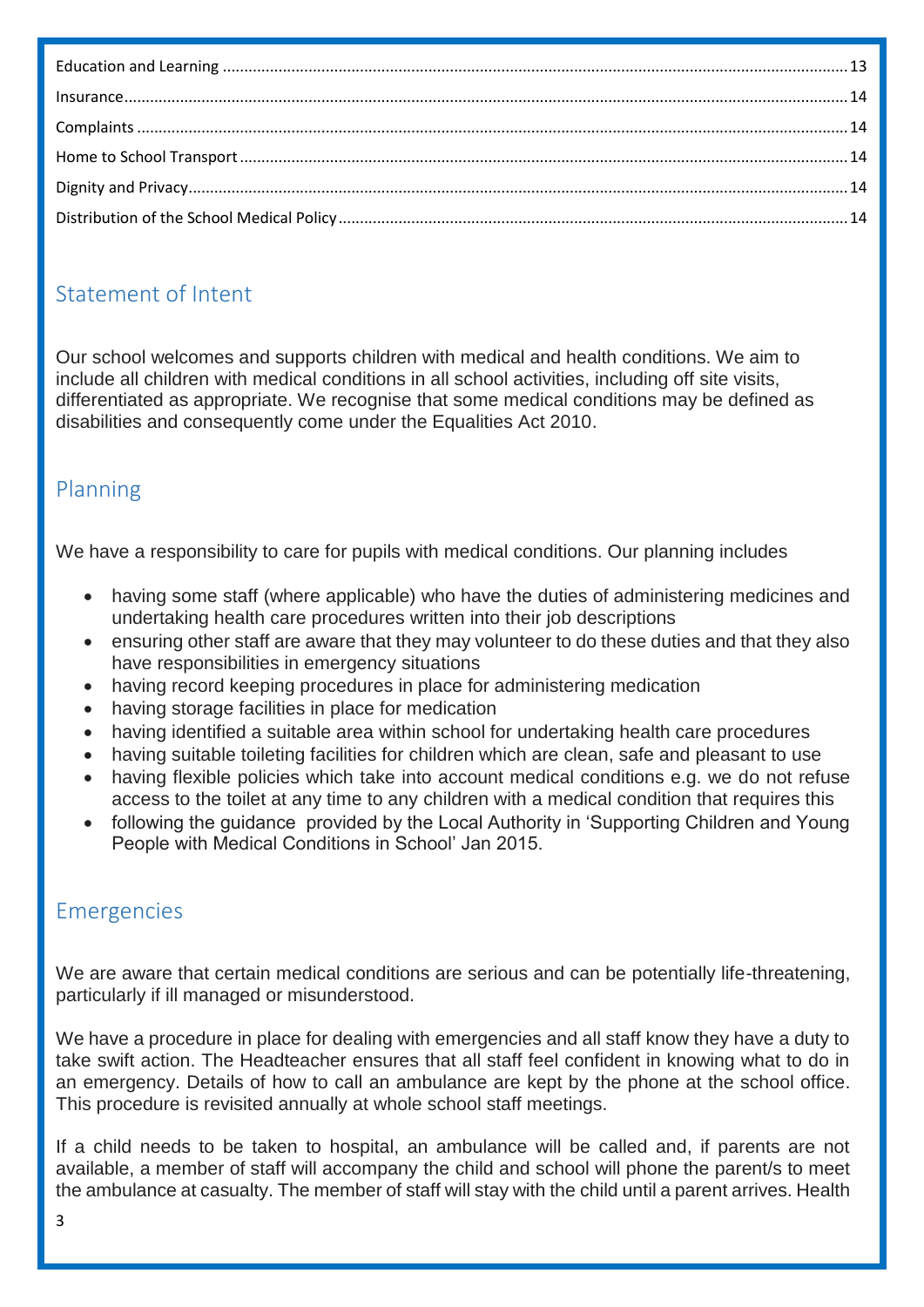Education and Learning ..... 13
Insurance ..... 14
Complaints ..... 14
Home to School Transport ..... 14
Dignity and Privacy ..... 14
Distribution of the School Medical Policy ..... 14

## Statement of Intent

Our school welcomes and supports children with medical and health conditions. We aim to include all children with medical conditions in all school activities, including off site visits, differentiated as appropriate. We recognise that some medical conditions may be defined as disabilities and consequently come under the Equalities Act 2010.

## Planning

We have a responsibility to care for pupils with medical conditions. Our planning includes

- having some staff (where applicable) who have the duties of administering medicines and undertaking health care procedures written into their job descriptions
- ensuring other staff are aware that they may volunteer to do these duties and that they also have responsibilities in emergency situations
- having record keeping procedures in place for administering medication
- having storage facilities in place for medication
- having identified a suitable area within school for undertaking health care procedures
- having suitable toileting facilities for children which are clean, safe and pleasant to use
- having flexible policies which take into account medical conditions e.g. we do not refuse access to the toilet at any time to any children with a medical condition that requires this
- following the guidance provided by the Local Authority in 'Supporting Children and Young People with Medical Conditions in School' Jan 2015.

## Emergencies

We are aware that certain medical conditions are serious and can be potentially life-threatening, particularly if ill managed or misunderstood.

We have a procedure in place for dealing with emergencies and all staff know they have a duty to take swift action. The Headteacher ensures that all staff feel confident in knowing what to do in an emergency. Details of how to call an ambulance are kept by the phone at the school office. This procedure is revisited annually at whole school staff meetings.

If a child needs to be taken to hospital, an ambulance will be called and, if parents are not available, a member of staff will accompany the child and school will phone the parent/s to meet the ambulance at casualty. The member of staff will stay with the child until a parent arrives. Health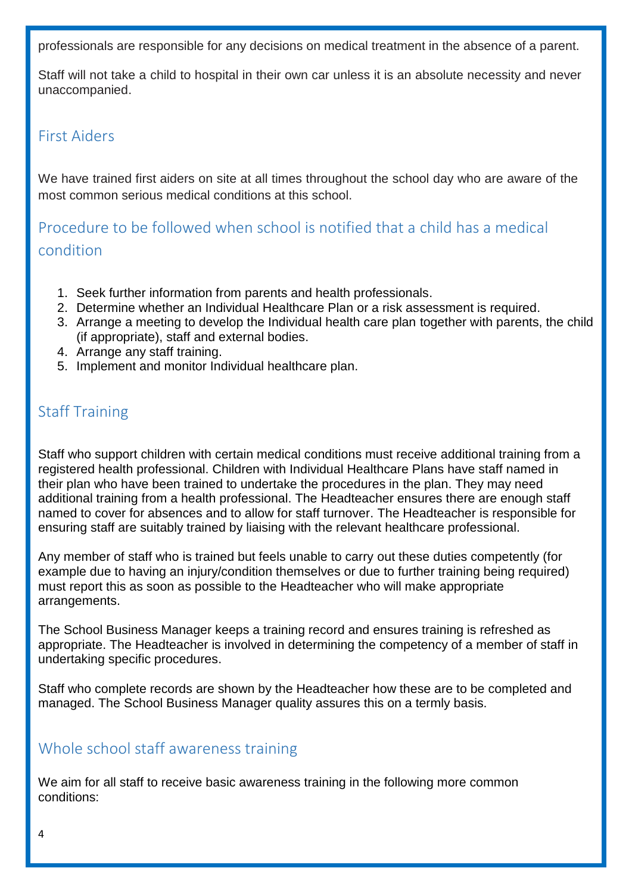professionals are responsible for any decisions on medical treatment in the absence of a parent.

Staff will not take a child to hospital in their own car unless it is an absolute necessity and never unaccompanied.

## First Aiders

We have trained first aiders on site at all times throughout the school day who are aware of the most common serious medical conditions at this school.

## Procedure to be followed when school is notified that a child has a medical condition

1. Seek further information from parents and health professionals.
2. Determine whether an Individual Healthcare Plan or a risk assessment is required.
3. Arrange a meeting to develop the Individual health care plan together with parents, the child (if appropriate), staff and external bodies.
4. Arrange any staff training.
5. Implement and monitor Individual healthcare plan.

## Staff Training

Staff who support children with certain medical conditions must receive additional training from a registered health professional. Children with Individual Healthcare Plans have staff named in their plan who have been trained to undertake the procedures in the plan. They may need additional training from a health professional. The Headteacher ensures there are enough staff named to cover for absences and to allow for staff turnover. The Headteacher is responsible for ensuring staff are suitably trained by liaising with the relevant healthcare professional.

Any member of staff who is trained but feels unable to carry out these duties competently (for example due to having an injury/condition themselves or due to further training being required) must report this as soon as possible to the Headteacher who will make appropriate arrangements.

The School Business Manager keeps a training record and ensures training is refreshed as appropriate. The Headteacher is involved in determining the competency of a member of staff in undertaking specific procedures.

Staff who complete records are shown by the Headteacher how these are to be completed and managed. The School Business Manager quality assures this on a termly basis.

## Whole school staff awareness training

We aim for all staff to receive basic awareness training in the following more common conditions: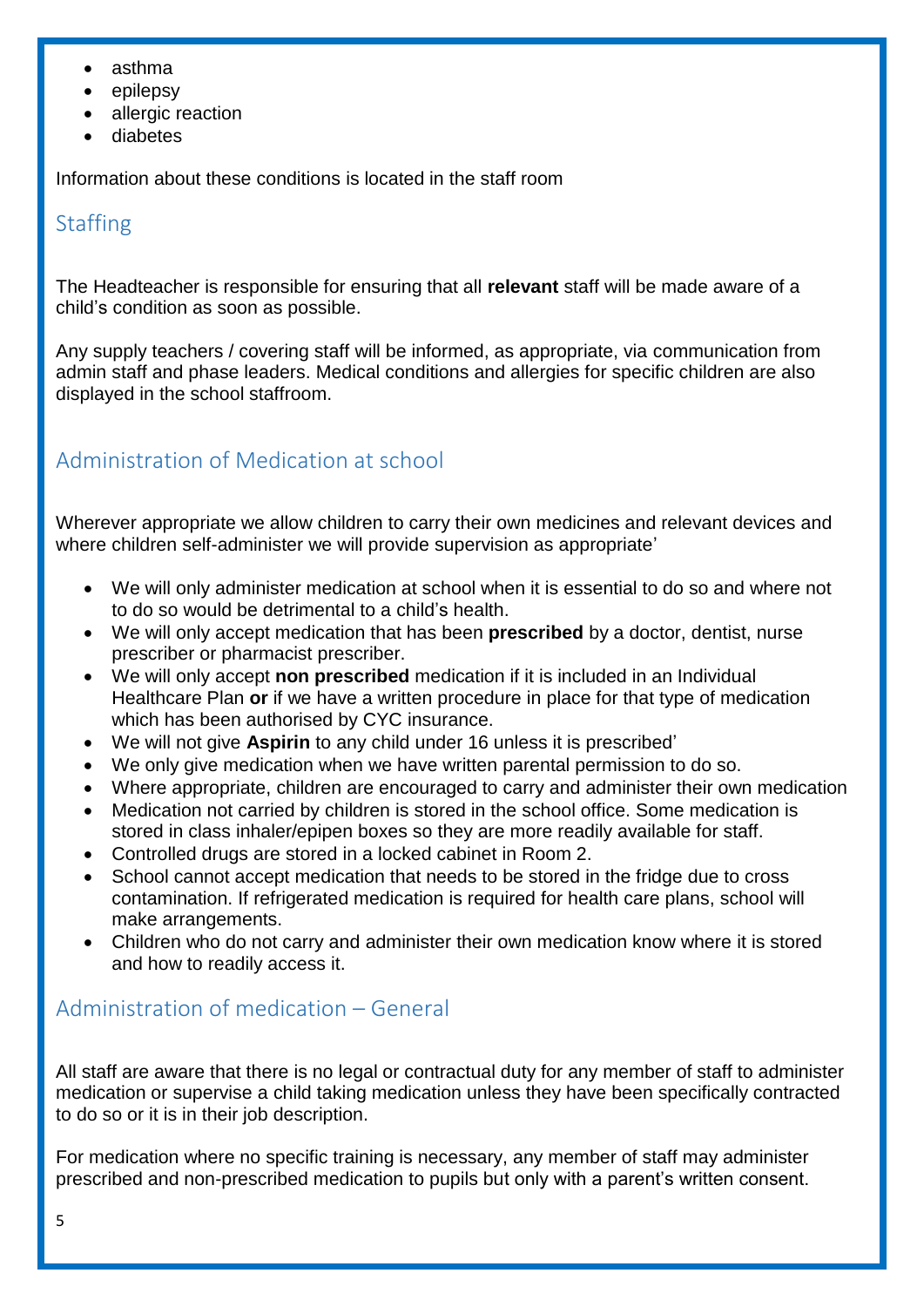- asthma
- epilepsy
- allergic reaction
- diabetes

Information about these conditions is located in the staff room

## Staffing

The Headteacher is responsible for ensuring that all **relevant** staff will be made aware of a child's condition as soon as possible.

Any supply teachers / covering staff will be informed, as appropriate, via communication from admin staff and phase leaders. Medical conditions and allergies for specific children are also displayed in the school staffroom.

## Administration of Medication at school

Wherever appropriate we allow children to carry their own medicines and relevant devices and where children self-administer we will provide supervision as appropriate'

- We will only administer medication at school when it is essential to do so and where not to do so would be detrimental to a child's health.
- We will only accept medication that has been **prescribed** by a doctor, dentist, nurse prescriber or pharmacist prescriber.
- We will only accept **non prescribed** medication if it is included in an Individual Healthcare Plan **or** if we have a written procedure in place for that type of medication which has been authorised by CYC insurance.
- We will not give **Aspirin** to any child under 16 unless it is prescribed'
- We only give medication when we have written parental permission to do so.
- Where appropriate, children are encouraged to carry and administer their own medication
- Medication not carried by children is stored in the school office. Some medication is stored in class inhaler/epipen boxes so they are more readily available for staff.
- Controlled drugs are stored in a locked cabinet in Room 2.
- School cannot accept medication that needs to be stored in the fridge due to cross contamination. If refrigerated medication is required for health care plans, school will make arrangements.
- Children who do not carry and administer their own medication know where it is stored and how to readily access it.

## Administration of medication – General

All staff are aware that there is no legal or contractual duty for any member of staff to administer medication or supervise a child taking medication unless they have been specifically contracted to do so or it is in their job description.

For medication where no specific training is necessary, any member of staff may administer prescribed and non-prescribed medication to pupils but only with a parent's written consent.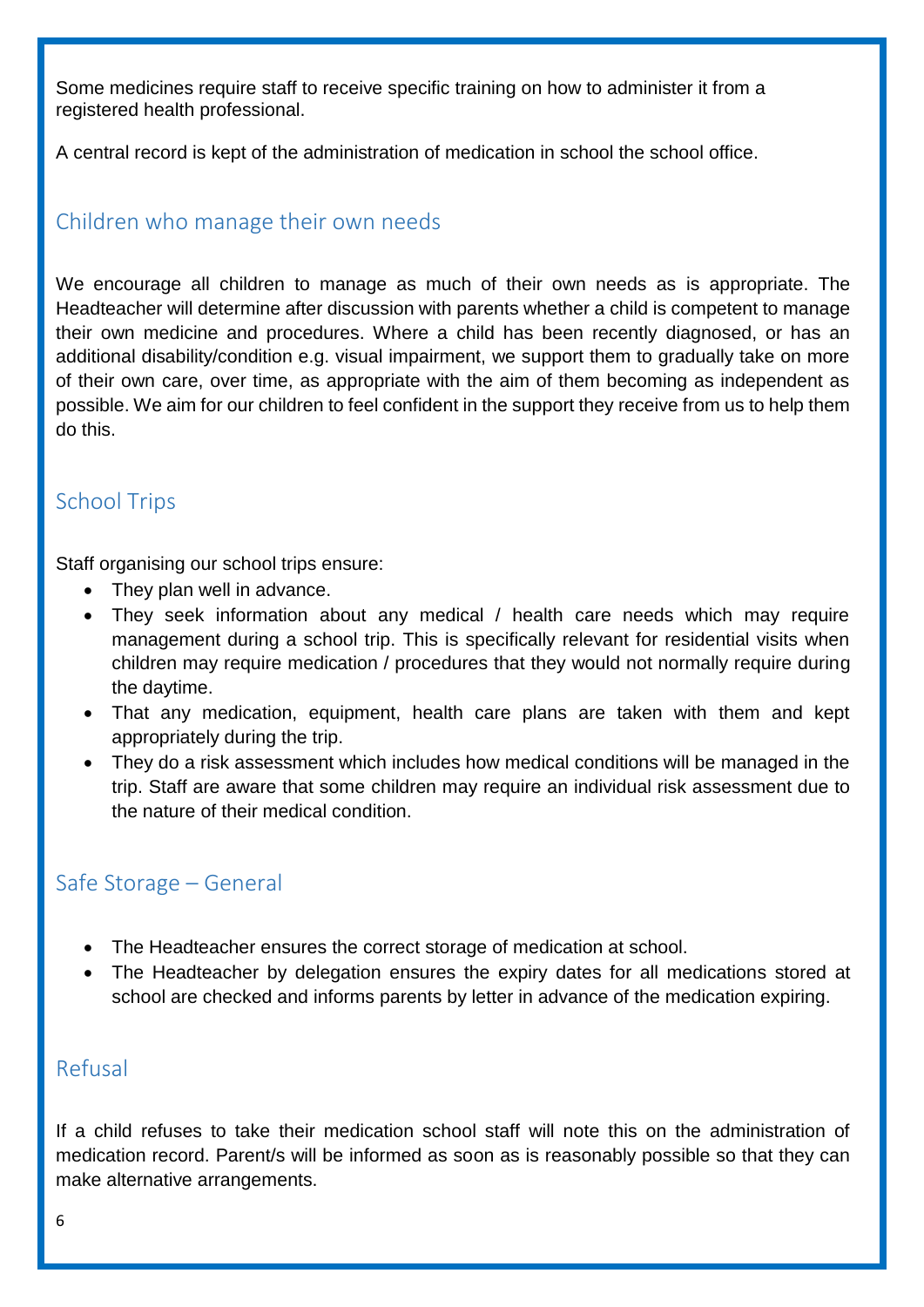Some medicines require staff to receive specific training on how to administer it from a registered health professional.

A central record is kept of the administration of medication in school the school office.

## Children who manage their own needs

We encourage all children to manage as much of their own needs as is appropriate. The Headteacher will determine after discussion with parents whether a child is competent to manage their own medicine and procedures. Where a child has been recently diagnosed, or has an additional disability/condition e.g. visual impairment, we support them to gradually take on more of their own care, over time, as appropriate with the aim of them becoming as independent as possible. We aim for our children to feel confident in the support they receive from us to help them do this.

## School Trips

Staff organising our school trips ensure:

- They plan well in advance.
- They seek information about any medical / health care needs which may require management during a school trip. This is specifically relevant for residential visits when children may require medication / procedures that they would not normally require during the daytime.
- That any medication, equipment, health care plans are taken with them and kept appropriately during the trip.
- They do a risk assessment which includes how medical conditions will be managed in the trip. Staff are aware that some children may require an individual risk assessment due to the nature of their medical condition.

## Safe Storage – General

- The Headteacher ensures the correct storage of medication at school.
- The Headteacher by delegation ensures the expiry dates for all medications stored at school are checked and informs parents by letter in advance of the medication expiring.

## Refusal

If a child refuses to take their medication school staff will note this on the administration of medication record. Parent/s will be informed as soon as is reasonably possible so that they can make alternative arrangements.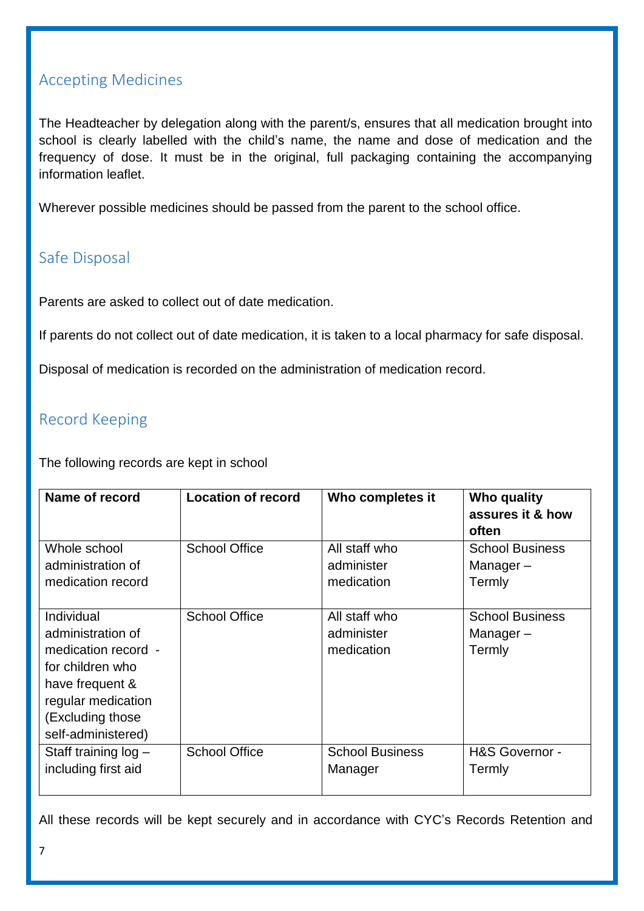## Accepting Medicines

The Headteacher by delegation along with the parent/s, ensures that all medication brought into school is clearly labelled with the child's name, the name and dose of medication and the frequency of dose. It must be in the original, full packaging containing the accompanying information leaflet.

Wherever possible medicines should be passed from the parent to the school office.

## Safe Disposal

Parents are asked to collect out of date medication.

If parents do not collect out of date medication, it is taken to a local pharmacy for safe disposal.

Disposal of medication is recorded on the administration of medication record.

## Record Keeping

The following records are kept in school

| Name of record | Location of record | Who completes it | Who quality assures it & how often |
|---|---|---|---|
| Whole school administration of medication record | School Office | All staff who administer medication | School Business Manager – Termly |
| Individual administration of medication record - for children who have frequent & regular medication (Excluding those self-administered) | School Office | All staff who administer medication | School Business Manager – Termly |
| Staff training log – including first aid | School Office | School Business Manager | H&S Governor - Termly |

All these records will be kept securely and in accordance with CYC's Records Retention and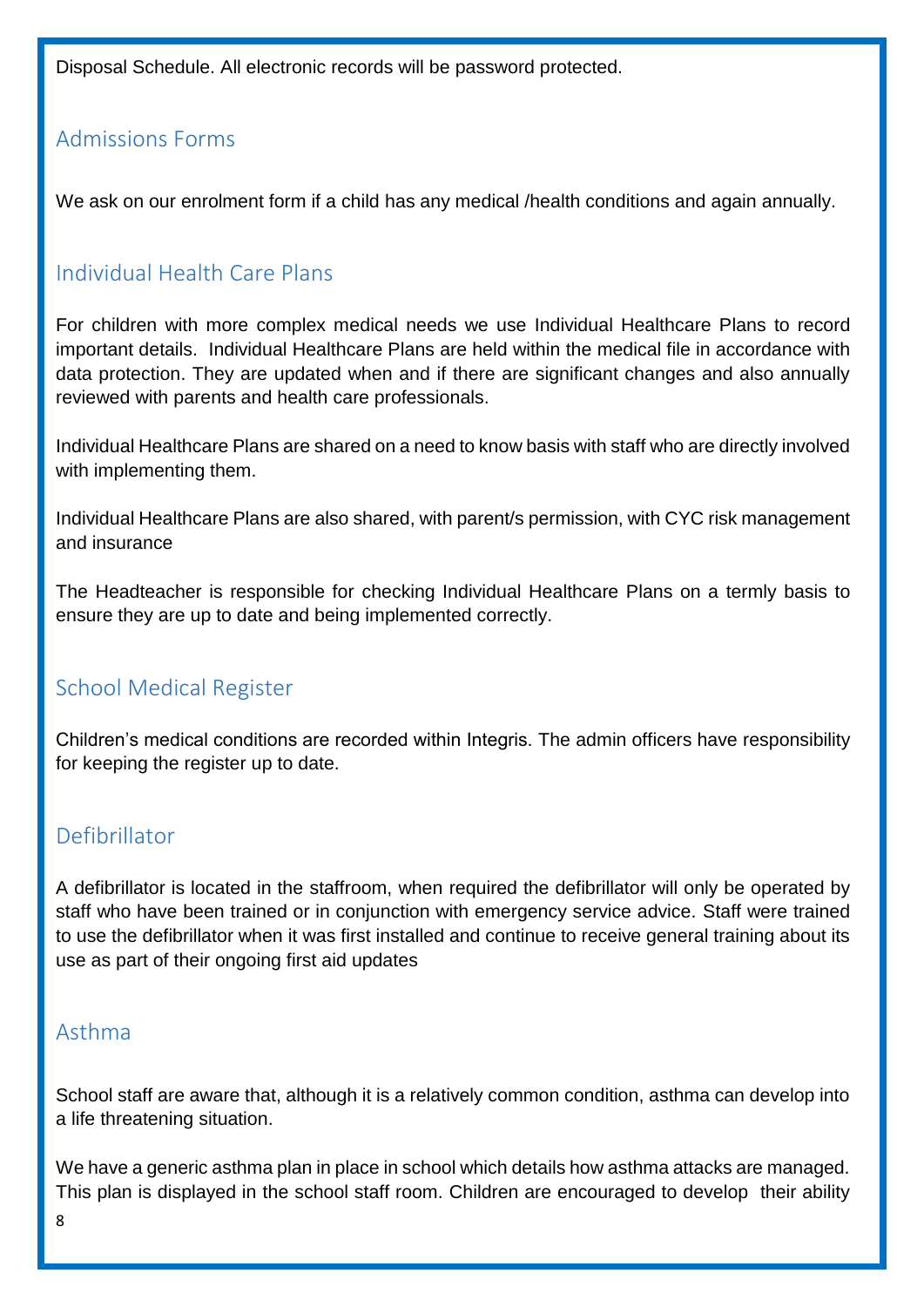Disposal Schedule. All electronic records will be password protected.

## Admissions Forms

We ask on our enrolment form if a child has any medical /health conditions and again annually.

## Individual Health Care Plans

For children with more complex medical needs we use Individual Healthcare Plans to record important details. Individual Healthcare Plans are held within the medical file in accordance with data protection. They are updated when and if there are significant changes and also annually reviewed with parents and health care professionals.

Individual Healthcare Plans are shared on a need to know basis with staff who are directly involved with implementing them.

Individual Healthcare Plans are also shared, with parent/s permission, with CYC risk management and insurance

The Headteacher is responsible for checking Individual Healthcare Plans on a termly basis to ensure they are up to date and being implemented correctly.

## School Medical Register

Children's medical conditions are recorded within Integris. The admin officers have responsibility for keeping the register up to date.

## Defibrillator

A defibrillator is located in the staffroom, when required the defibrillator will only be operated by staff who have been trained or in conjunction with emergency service advice. Staff were trained to use the defibrillator when it was first installed and continue to receive general training about its use as part of their ongoing first aid updates

## Asthma

School staff are aware that, although it is a relatively common condition, asthma can develop into a life threatening situation.

We have a generic asthma plan in place in school which details how asthma attacks are managed. This plan is displayed in the school staff room. Children are encouraged to develop their ability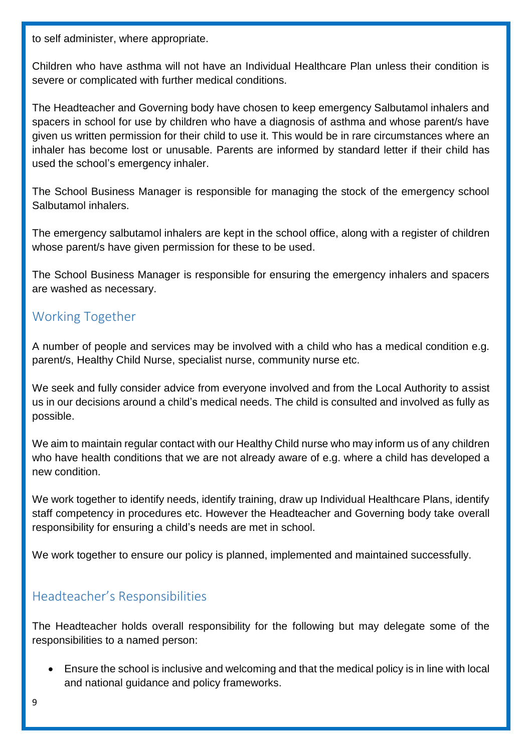to self administer, where appropriate.

Children who have asthma will not have an Individual Healthcare Plan unless their condition is severe or complicated with further medical conditions.

The Headteacher and Governing body have chosen to keep emergency Salbutamol inhalers and spacers in school for use by children who have a diagnosis of asthma and whose parent/s have given us written permission for their child to use it. This would be in rare circumstances where an inhaler has become lost or unusable. Parents are informed by standard letter if their child has used the school's emergency inhaler.

The School Business Manager is responsible for managing the stock of the emergency school Salbutamol inhalers.

The emergency salbutamol inhalers are kept in the school office, along with a register of children whose parent/s have given permission for these to be used.

The School Business Manager is responsible for ensuring the emergency inhalers and spacers are washed as necessary.

## Working Together

A number of people and services may be involved with a child who has a medical condition e.g. parent/s, Healthy Child Nurse, specialist nurse, community nurse etc.

We seek and fully consider advice from everyone involved and from the Local Authority to assist us in our decisions around a child's medical needs. The child is consulted and involved as fully as possible.

We aim to maintain regular contact with our Healthy Child nurse who may inform us of any children who have health conditions that we are not already aware of e.g. where a child has developed a new condition.

We work together to identify needs, identify training, draw up Individual Healthcare Plans, identify staff competency in procedures etc. However the Headteacher and Governing body take overall responsibility for ensuring a child's needs are met in school.

We work together to ensure our policy is planned, implemented and maintained successfully.

## Headteacher's Responsibilities

The Headteacher holds overall responsibility for the following but may delegate some of the responsibilities to a named person:

- Ensure the school is inclusive and welcoming and that the medical policy is in line with local and national guidance and policy frameworks.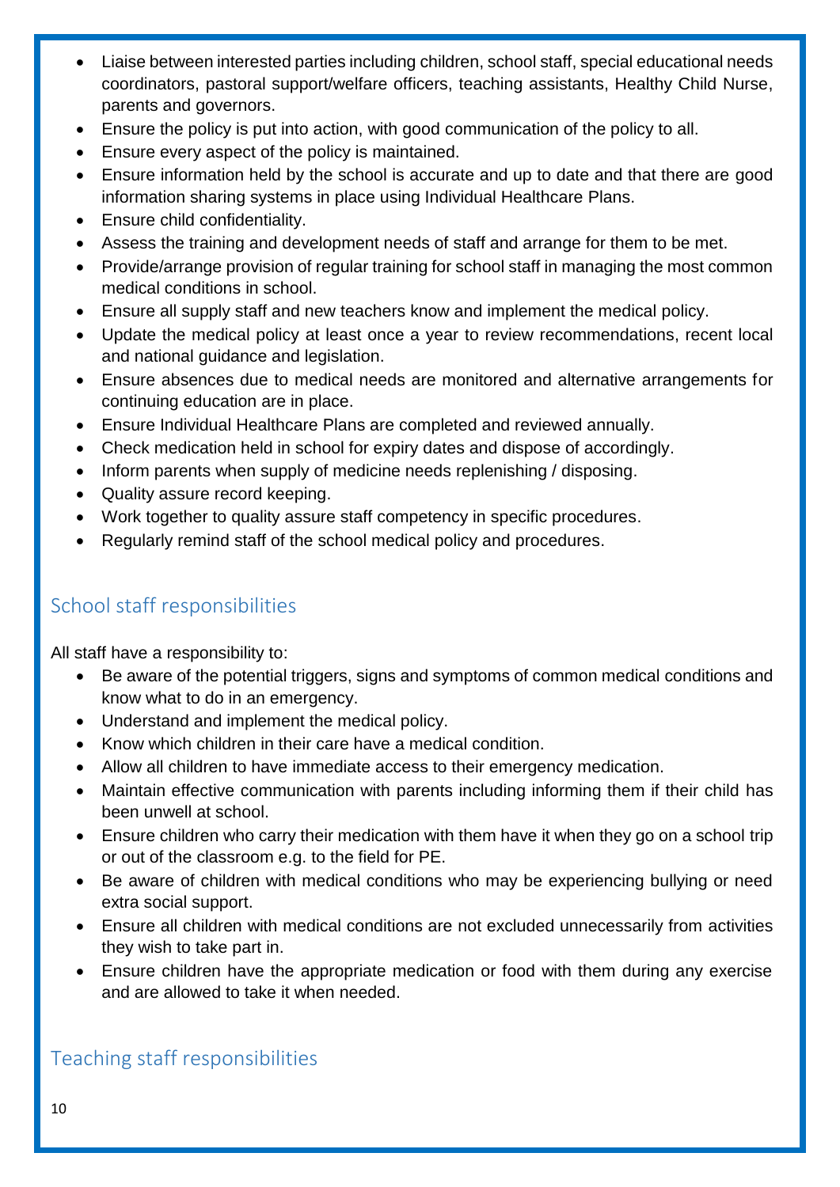- Liaise between interested parties including children, school staff, special educational needs coordinators, pastoral support/welfare officers, teaching assistants, Healthy Child Nurse, parents and governors.
- Ensure the policy is put into action, with good communication of the policy to all.
- Ensure every aspect of the policy is maintained.
- Ensure information held by the school is accurate and up to date and that there are good information sharing systems in place using Individual Healthcare Plans.
- Ensure child confidentiality.
- Assess the training and development needs of staff and arrange for them to be met.
- Provide/arrange provision of regular training for school staff in managing the most common medical conditions in school.
- Ensure all supply staff and new teachers know and implement the medical policy.
- Update the medical policy at least once a year to review recommendations, recent local and national guidance and legislation.
- Ensure absences due to medical needs are monitored and alternative arrangements for continuing education are in place.
- Ensure Individual Healthcare Plans are completed and reviewed annually.
- Check medication held in school for expiry dates and dispose of accordingly.
- Inform parents when supply of medicine needs replenishing / disposing.
- Quality assure record keeping.
- Work together to quality assure staff competency in specific procedures.
- Regularly remind staff of the school medical policy and procedures.

## School staff responsibilities

All staff have a responsibility to:

- Be aware of the potential triggers, signs and symptoms of common medical conditions and know what to do in an emergency.
- Understand and implement the medical policy.
- Know which children in their care have a medical condition.
- Allow all children to have immediate access to their emergency medication.
- Maintain effective communication with parents including informing them if their child has been unwell at school.
- Ensure children who carry their medication with them have it when they go on a school trip or out of the classroom e.g. to the field for PE.
- Be aware of children with medical conditions who may be experiencing bullying or need extra social support.
- Ensure all children with medical conditions are not excluded unnecessarily from activities they wish to take part in.
- Ensure children have the appropriate medication or food with them during any exercise and are allowed to take it when needed.

## Teaching staff responsibilities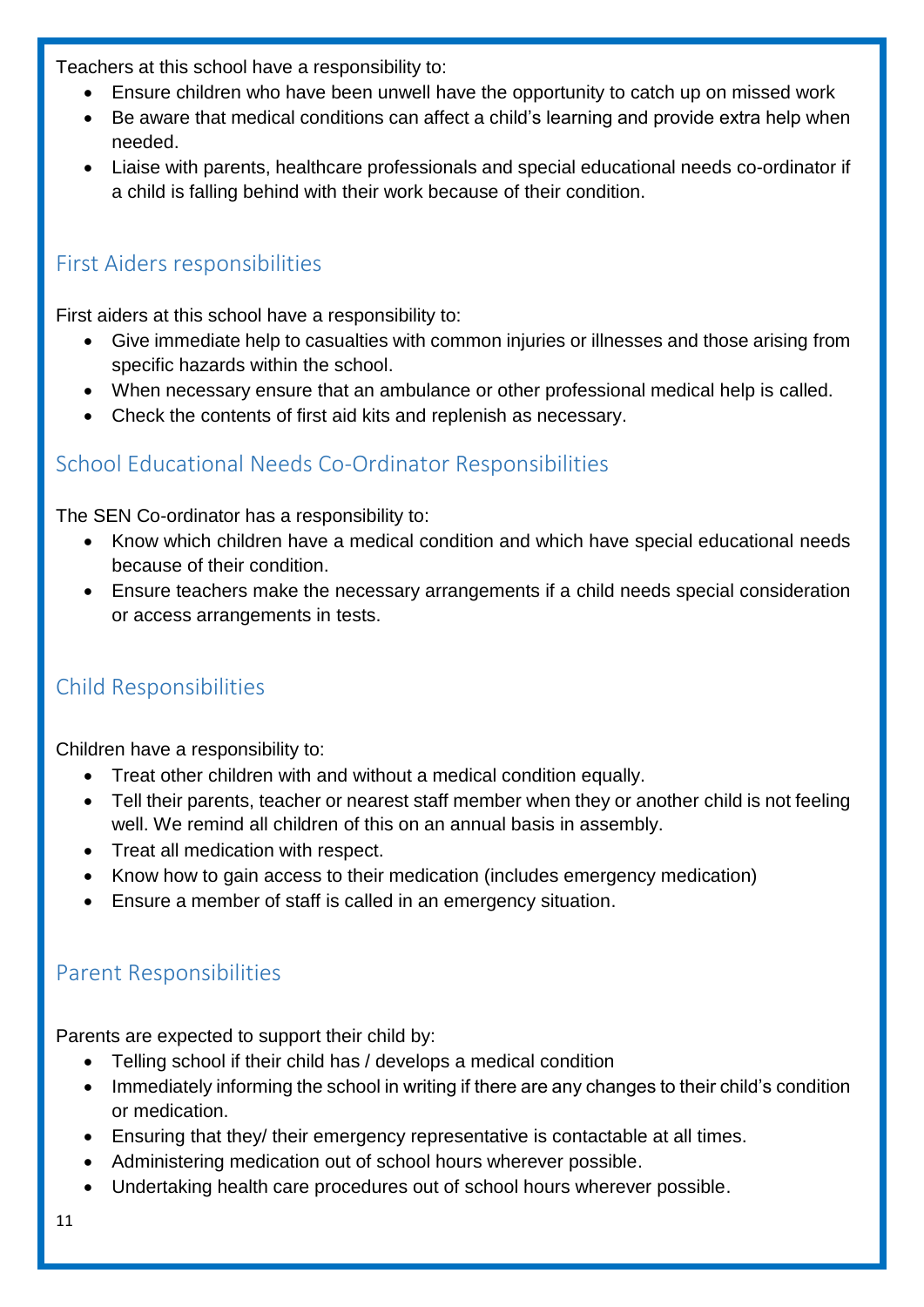Teachers at this school have a responsibility to:

- Ensure children who have been unwell have the opportunity to catch up on missed work
- Be aware that medical conditions can affect a child's learning and provide extra help when needed.
- Liaise with parents, healthcare professionals and special educational needs co-ordinator if a child is falling behind with their work because of their condition.

## First Aiders responsibilities

First aiders at this school have a responsibility to:

- Give immediate help to casualties with common injuries or illnesses and those arising from specific hazards within the school.
- When necessary ensure that an ambulance or other professional medical help is called.
- Check the contents of first aid kits and replenish as necessary.

## School Educational Needs Co-Ordinator Responsibilities

The SEN Co-ordinator has a responsibility to:

- Know which children have a medical condition and which have special educational needs because of their condition.
- Ensure teachers make the necessary arrangements if a child needs special consideration or access arrangements in tests.

## Child Responsibilities

Children have a responsibility to:

- Treat other children with and without a medical condition equally.
- Tell their parents, teacher or nearest staff member when they or another child is not feeling well. We remind all children of this on an annual basis in assembly.
- Treat all medication with respect.
- Know how to gain access to their medication (includes emergency medication)
- Ensure a member of staff is called in an emergency situation.

## Parent Responsibilities

Parents are expected to support their child by:

- Telling school if their child has / develops a medical condition
- Immediately informing the school in writing if there are any changes to their child's condition or medication.
- Ensuring that they/ their emergency representative is contactable at all times.
- Administering medication out of school hours wherever possible.
- Undertaking health care procedures out of school hours wherever possible.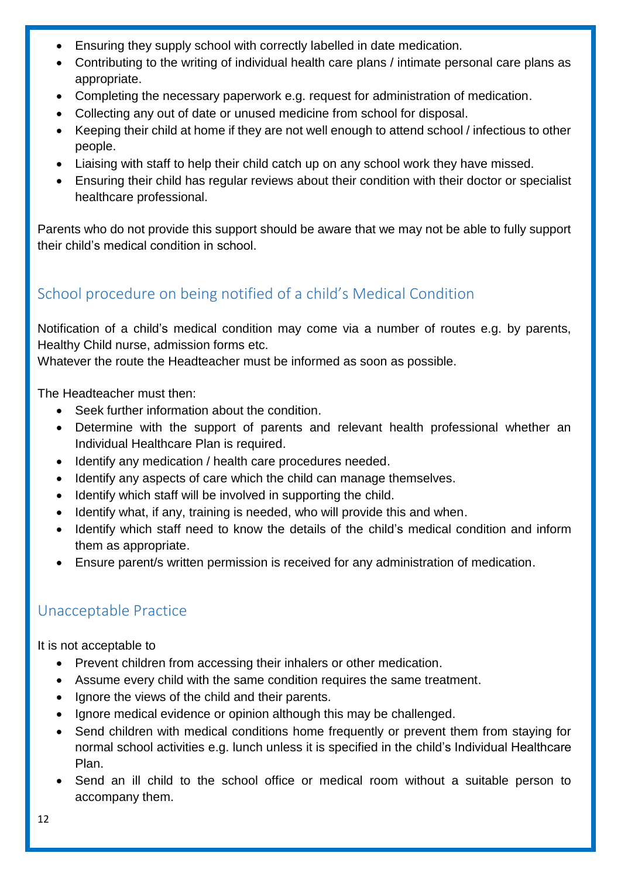- Ensuring they supply school with correctly labelled in date medication.
- Contributing to the writing of individual health care plans / intimate personal care plans as appropriate.
- Completing the necessary paperwork e.g. request for administration of medication.
- Collecting any out of date or unused medicine from school for disposal.
- Keeping their child at home if they are not well enough to attend school / infectious to other people.
- Liaising with staff to help their child catch up on any school work they have missed.
- Ensuring their child has regular reviews about their condition with their doctor or specialist healthcare professional.

Parents who do not provide this support should be aware that we may not be able to fully support their child's medical condition in school.

## School procedure on being notified of a child's Medical Condition

Notification of a child's medical condition may come via a number of routes e.g. by parents, Healthy Child nurse, admission forms etc.
Whatever the route the Headteacher must be informed as soon as possible.

The Headteacher must then:

- Seek further information about the condition.
- Determine with the support of parents and relevant health professional whether an Individual Healthcare Plan is required.
- Identify any medication / health care procedures needed.
- Identify any aspects of care which the child can manage themselves.
- Identify which staff will be involved in supporting the child.
- Identify what, if any, training is needed, who will provide this and when.
- Identify which staff need to know the details of the child's medical condition and inform them as appropriate.
- Ensure parent/s written permission is received for any administration of medication.

## Unacceptable Practice

It is not acceptable to

- Prevent children from accessing their inhalers or other medication.
- Assume every child with the same condition requires the same treatment.
- Ignore the views of the child and their parents.
- Ignore medical evidence or opinion although this may be challenged.
- Send children with medical conditions home frequently or prevent them from staying for normal school activities e.g. lunch unless it is specified in the child's Individual Healthcare Plan.
- Send an ill child to the school office or medical room without a suitable person to accompany them.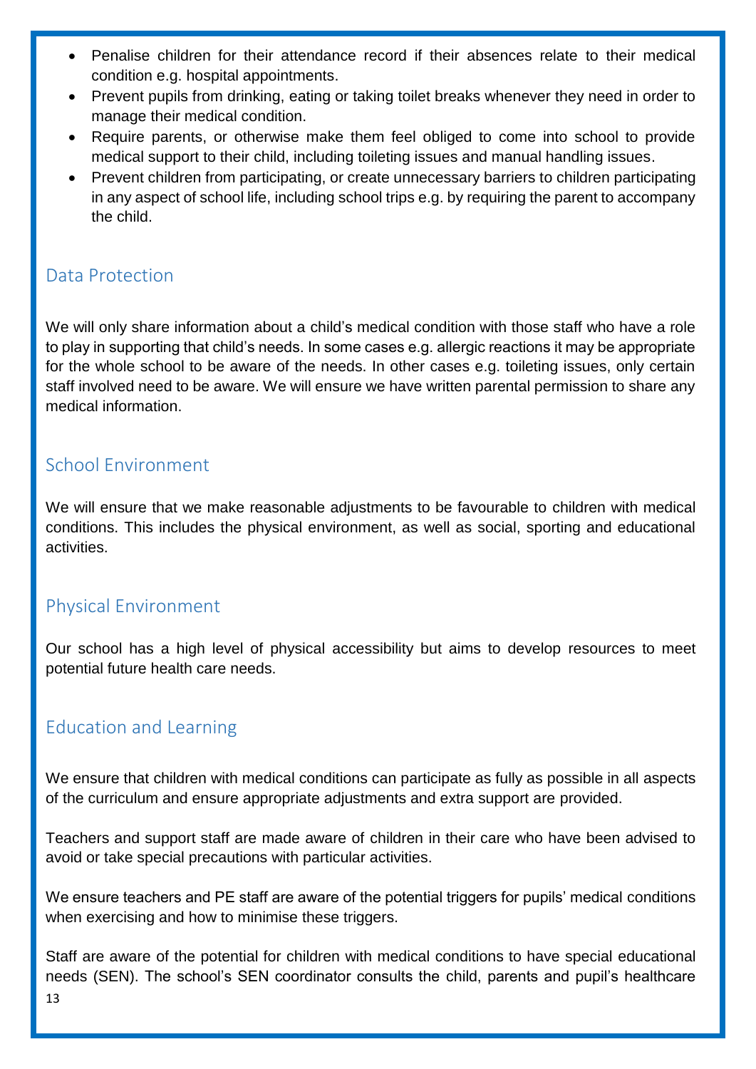- Penalise children for their attendance record if their absences relate to their medical condition e.g. hospital appointments.
- Prevent pupils from drinking, eating or taking toilet breaks whenever they need in order to manage their medical condition.
- Require parents, or otherwise make them feel obliged to come into school to provide medical support to their child, including toileting issues and manual handling issues.
- Prevent children from participating, or create unnecessary barriers to children participating in any aspect of school life, including school trips e.g. by requiring the parent to accompany the child.

## Data Protection

We will only share information about a child's medical condition with those staff who have a role to play in supporting that child's needs. In some cases e.g. allergic reactions it may be appropriate for the whole school to be aware of the needs. In other cases e.g. toileting issues, only certain staff involved need to be aware. We will ensure we have written parental permission to share any medical information.

## School Environment

We will ensure that we make reasonable adjustments to be favourable to children with medical conditions. This includes the physical environment, as well as social, sporting and educational activities.

## Physical Environment

Our school has a high level of physical accessibility but aims to develop resources to meet potential future health care needs.

## Education and Learning

We ensure that children with medical conditions can participate as fully as possible in all aspects of the curriculum and ensure appropriate adjustments and extra support are provided.

Teachers and support staff are made aware of children in their care who have been advised to avoid or take special precautions with particular activities.

We ensure teachers and PE staff are aware of the potential triggers for pupils' medical conditions when exercising and how to minimise these triggers.

Staff are aware of the potential for children with medical conditions to have special educational needs (SEN). The school's SEN coordinator consults the child, parents and pupil's healthcare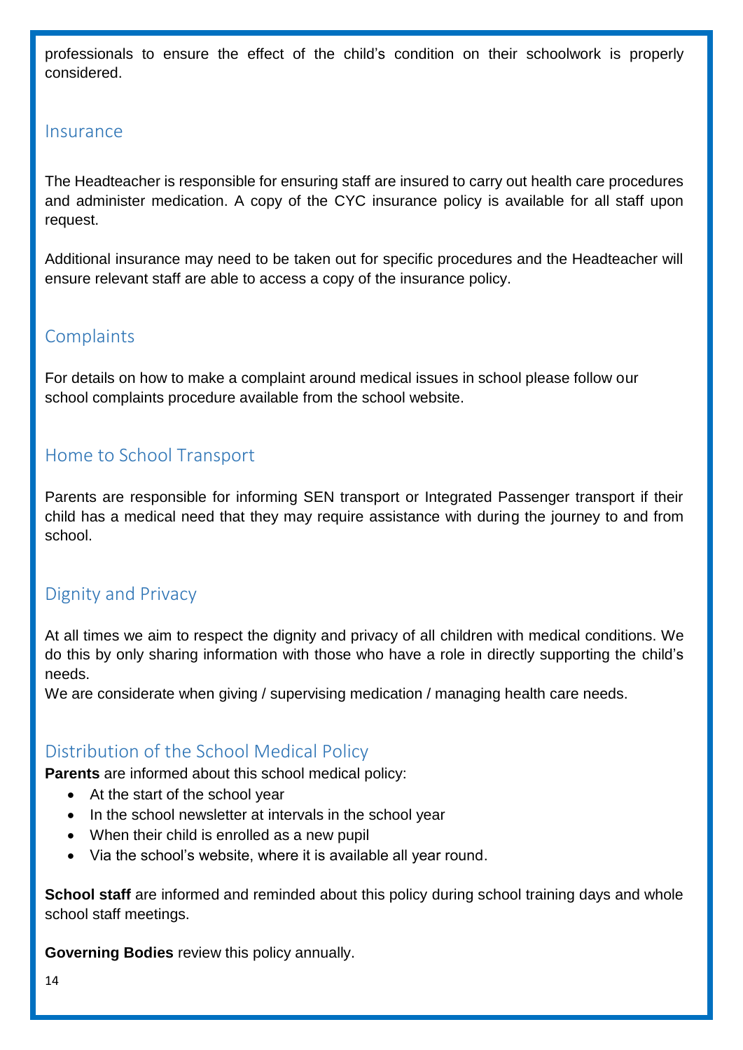professionals to ensure the effect of the child's condition on their schoolwork is properly considered.

## Insurance

The Headteacher is responsible for ensuring staff are insured to carry out health care procedures and administer medication. A copy of the CYC insurance policy is available for all staff upon request.

Additional insurance may need to be taken out for specific procedures and the Headteacher will ensure relevant staff are able to access a copy of the insurance policy.

## Complaints

For details on how to make a complaint around medical issues in school please follow our school complaints procedure available from the school website.

## Home to School Transport

Parents are responsible for informing SEN transport or Integrated Passenger transport if their child has a medical need that they may require assistance with during the journey to and from school.

## Dignity and Privacy

At all times we aim to respect the dignity and privacy of all children with medical conditions. We do this by only sharing information with those who have a role in directly supporting the child's needs.
We are considerate when giving / supervising medication / managing health care needs.

## Distribution of the School Medical Policy

**Parents** are informed about this school medical policy:

- At the start of the school year
- In the school newsletter at intervals in the school year
- When their child is enrolled as a new pupil
- Via the school's website, where it is available all year round.

**School staff** are informed and reminded about this policy during school training days and whole school staff meetings.

**Governing Bodies** review this policy annually.